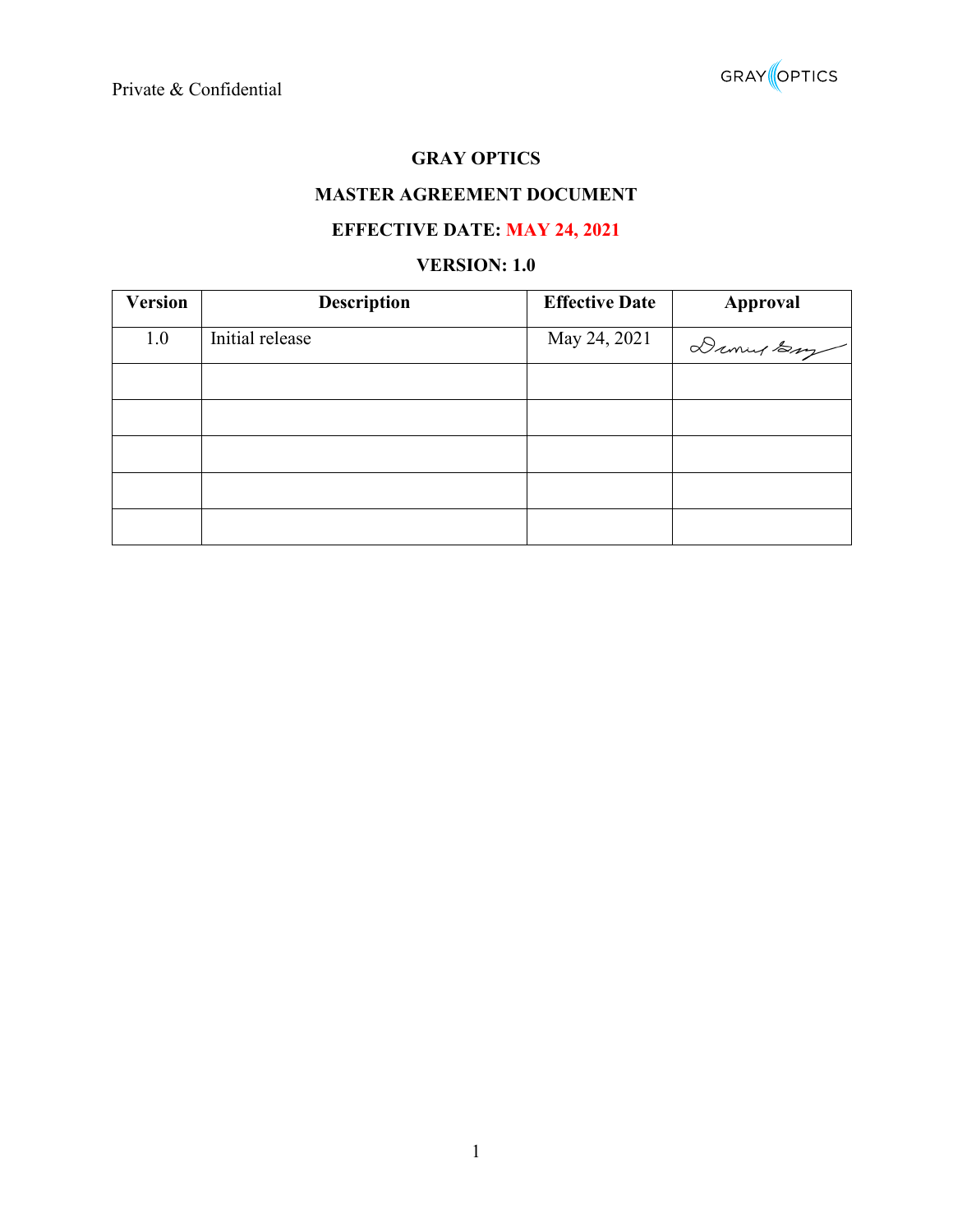Private & Confidential

GRAY OPTICS

# GRAY OPTICS

## MASTER AGREEMENT DOCUMENT

## EFFECTIVE DATE: MAY 24, 2021

## VERSION: 1.0

| Version | Description | Effective Date | Approval |
|---|---|---|---|
| 1.0 | Initial release | May 24, 2021 | Dennis Gray |
| | | | |
| | | | |
| | | | |
| | | | |
| | | | |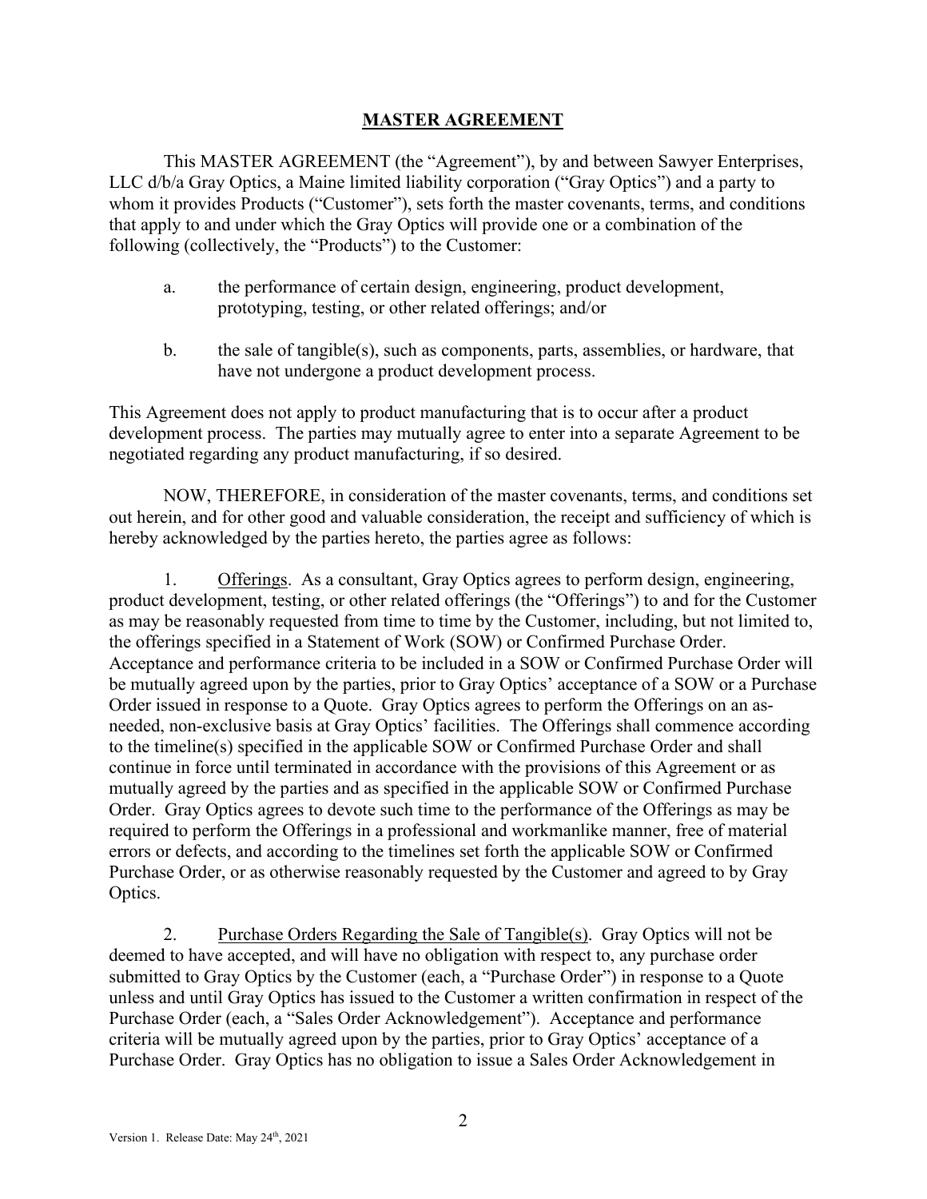## MASTER AGREEMENT

This MASTER AGREEMENT (the "Agreement"), by and between Sawyer Enterprises, LLC d/b/a Gray Optics, a Maine limited liability corporation ("Gray Optics") and a party to whom it provides Products ("Customer"), sets forth the master covenants, terms, and conditions that apply to and under which the Gray Optics will provide one or a combination of the following (collectively, the "Products") to the Customer:

a. the performance of certain design, engineering, product development, prototyping, testing, or other related offerings; and/or

b. the sale of tangible(s), such as components, parts, assemblies, or hardware, that have not undergone a product development process.

This Agreement does not apply to product manufacturing that is to occur after a product development process. The parties may mutually agree to enter into a separate Agreement to be negotiated regarding any product manufacturing, if so desired.

NOW, THEREFORE, in consideration of the master covenants, terms, and conditions set out herein, and for other good and valuable consideration, the receipt and sufficiency of which is hereby acknowledged by the parties hereto, the parties agree as follows:

1. Offerings. As a consultant, Gray Optics agrees to perform design, engineering, product development, testing, or other related offerings (the "Offerings") to and for the Customer as may be reasonably requested from time to time by the Customer, including, but not limited to, the offerings specified in a Statement of Work (SOW) or Confirmed Purchase Order. Acceptance and performance criteria to be included in a SOW or Confirmed Purchase Order will be mutually agreed upon by the parties, prior to Gray Optics' acceptance of a SOW or a Purchase Order issued in response to a Quote. Gray Optics agrees to perform the Offerings on an as-needed, non-exclusive basis at Gray Optics' facilities. The Offerings shall commence according to the timeline(s) specified in the applicable SOW or Confirmed Purchase Order and shall continue in force until terminated in accordance with the provisions of this Agreement or as mutually agreed by the parties and as specified in the applicable SOW or Confirmed Purchase Order. Gray Optics agrees to devote such time to the performance of the Offerings as may be required to perform the Offerings in a professional and workmanlike manner, free of material errors or defects, and according to the timelines set forth the applicable SOW or Confirmed Purchase Order, or as otherwise reasonably requested by the Customer and agreed to by Gray Optics.

2. Purchase Orders Regarding the Sale of Tangible(s). Gray Optics will not be deemed to have accepted, and will have no obligation with respect to, any purchase order submitted to Gray Optics by the Customer (each, a "Purchase Order") in response to a Quote unless and until Gray Optics has issued to the Customer a written confirmation in respect of the Purchase Order (each, a "Sales Order Acknowledgement"). Acceptance and performance criteria will be mutually agreed upon by the parties, prior to Gray Optics' acceptance of a Purchase Order. Gray Optics has no obligation to issue a Sales Order Acknowledgement in

Version 1. Release Date: May 24th, 2021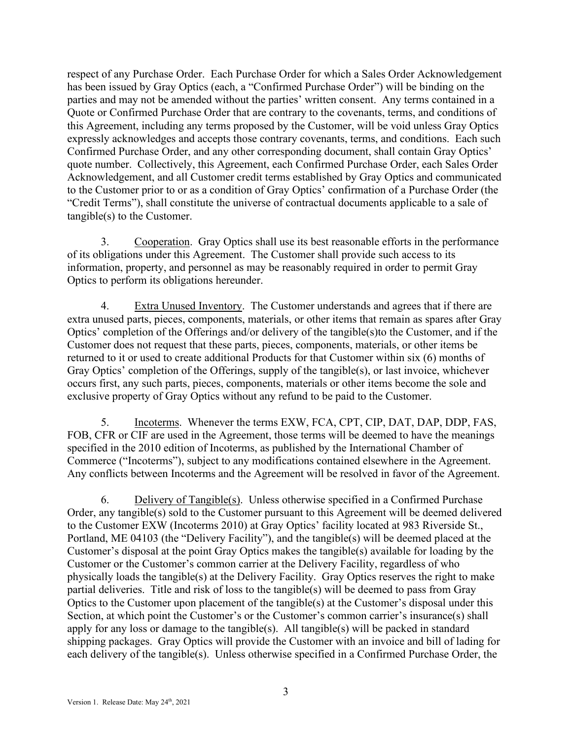respect of any Purchase Order. Each Purchase Order for which a Sales Order Acknowledgement has been issued by Gray Optics (each, a "Confirmed Purchase Order") will be binding on the parties and may not be amended without the parties' written consent. Any terms contained in a Quote or Confirmed Purchase Order that are contrary to the covenants, terms, and conditions of this Agreement, including any terms proposed by the Customer, will be void unless Gray Optics expressly acknowledges and accepts those contrary covenants, terms, and conditions. Each such Confirmed Purchase Order, and any other corresponding document, shall contain Gray Optics' quote number. Collectively, this Agreement, each Confirmed Purchase Order, each Sales Order Acknowledgement, and all Customer credit terms established by Gray Optics and communicated to the Customer prior to or as a condition of Gray Optics' confirmation of a Purchase Order (the "Credit Terms"), shall constitute the universe of contractual documents applicable to a sale of tangible(s) to the Customer.

3. Cooperation. Gray Optics shall use its best reasonable efforts in the performance of its obligations under this Agreement. The Customer shall provide such access to its information, property, and personnel as may be reasonably required in order to permit Gray Optics to perform its obligations hereunder.

4. Extra Unused Inventory. The Customer understands and agrees that if there are extra unused parts, pieces, components, materials, or other items that remain as spares after Gray Optics' completion of the Offerings and/or delivery of the tangible(s)to the Customer, and if the Customer does not request that these parts, pieces, components, materials, or other items be returned to it or used to create additional Products for that Customer within six (6) months of Gray Optics' completion of the Offerings, supply of the tangible(s), or last invoice, whichever occurs first, any such parts, pieces, components, materials or other items become the sole and exclusive property of Gray Optics without any refund to be paid to the Customer.

5. Incoterms. Whenever the terms EXW, FCA, CPT, CIP, DAT, DAP, DDP, FAS, FOB, CFR or CIF are used in the Agreement, those terms will be deemed to have the meanings specified in the 2010 edition of Incoterms, as published by the International Chamber of Commerce ("Incoterms"), subject to any modifications contained elsewhere in the Agreement. Any conflicts between Incoterms and the Agreement will be resolved in favor of the Agreement.

6. Delivery of Tangible(s). Unless otherwise specified in a Confirmed Purchase Order, any tangible(s) sold to the Customer pursuant to this Agreement will be deemed delivered to the Customer EXW (Incoterms 2010) at Gray Optics' facility located at 983 Riverside St., Portland, ME 04103 (the "Delivery Facility"), and the tangible(s) will be deemed placed at the Customer's disposal at the point Gray Optics makes the tangible(s) available for loading by the Customer or the Customer's common carrier at the Delivery Facility, regardless of who physically loads the tangible(s) at the Delivery Facility. Gray Optics reserves the right to make partial deliveries. Title and risk of loss to the tangible(s) will be deemed to pass from Gray Optics to the Customer upon placement of the tangible(s) at the Customer's disposal under this Section, at which point the Customer's or the Customer's common carrier's insurance(s) shall apply for any loss or damage to the tangible(s). All tangible(s) will be packed in standard shipping packages. Gray Optics will provide the Customer with an invoice and bill of lading for each delivery of the tangible(s). Unless otherwise specified in a Confirmed Purchase Order, the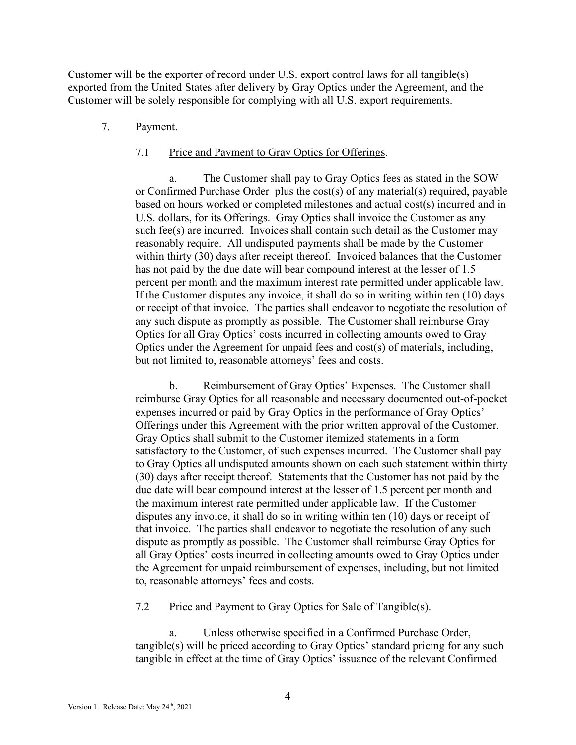Customer will be the exporter of record under U.S. export control laws for all tangible(s) exported from the United States after delivery by Gray Optics under the Agreement, and the Customer will be solely responsible for complying with all U.S. export requirements.

7. Payment.

7.1 Price and Payment to Gray Optics for Offerings.

a. The Customer shall pay to Gray Optics fees as stated in the SOW or Confirmed Purchase Order plus the cost(s) of any material(s) required, payable based on hours worked or completed milestones and actual cost(s) incurred and in U.S. dollars, for its Offerings. Gray Optics shall invoice the Customer as any such fee(s) are incurred. Invoices shall contain such detail as the Customer may reasonably require. All undisputed payments shall be made by the Customer within thirty (30) days after receipt thereof. Invoiced balances that the Customer has not paid by the due date will bear compound interest at the lesser of 1.5 percent per month and the maximum interest rate permitted under applicable law. If the Customer disputes any invoice, it shall do so in writing within ten (10) days or receipt of that invoice. The parties shall endeavor to negotiate the resolution of any such dispute as promptly as possible. The Customer shall reimburse Gray Optics for all Gray Optics' costs incurred in collecting amounts owed to Gray Optics under the Agreement for unpaid fees and cost(s) of materials, including, but not limited to, reasonable attorneys' fees and costs.

b. Reimbursement of Gray Optics' Expenses. The Customer shall reimburse Gray Optics for all reasonable and necessary documented out-of-pocket expenses incurred or paid by Gray Optics in the performance of Gray Optics' Offerings under this Agreement with the prior written approval of the Customer. Gray Optics shall submit to the Customer itemized statements in a form satisfactory to the Customer, of such expenses incurred. The Customer shall pay to Gray Optics all undisputed amounts shown on each such statement within thirty (30) days after receipt thereof. Statements that the Customer has not paid by the due date will bear compound interest at the lesser of 1.5 percent per month and the maximum interest rate permitted under applicable law. If the Customer disputes any invoice, it shall do so in writing within ten (10) days or receipt of that invoice. The parties shall endeavor to negotiate the resolution of any such dispute as promptly as possible. The Customer shall reimburse Gray Optics for all Gray Optics' costs incurred in collecting amounts owed to Gray Optics under the Agreement for unpaid reimbursement of expenses, including, but not limited to, reasonable attorneys' fees and costs.

7.2 Price and Payment to Gray Optics for Sale of Tangible(s).

a. Unless otherwise specified in a Confirmed Purchase Order, tangible(s) will be priced according to Gray Optics' standard pricing for any such tangible in effect at the time of Gray Optics' issuance of the relevant Confirmed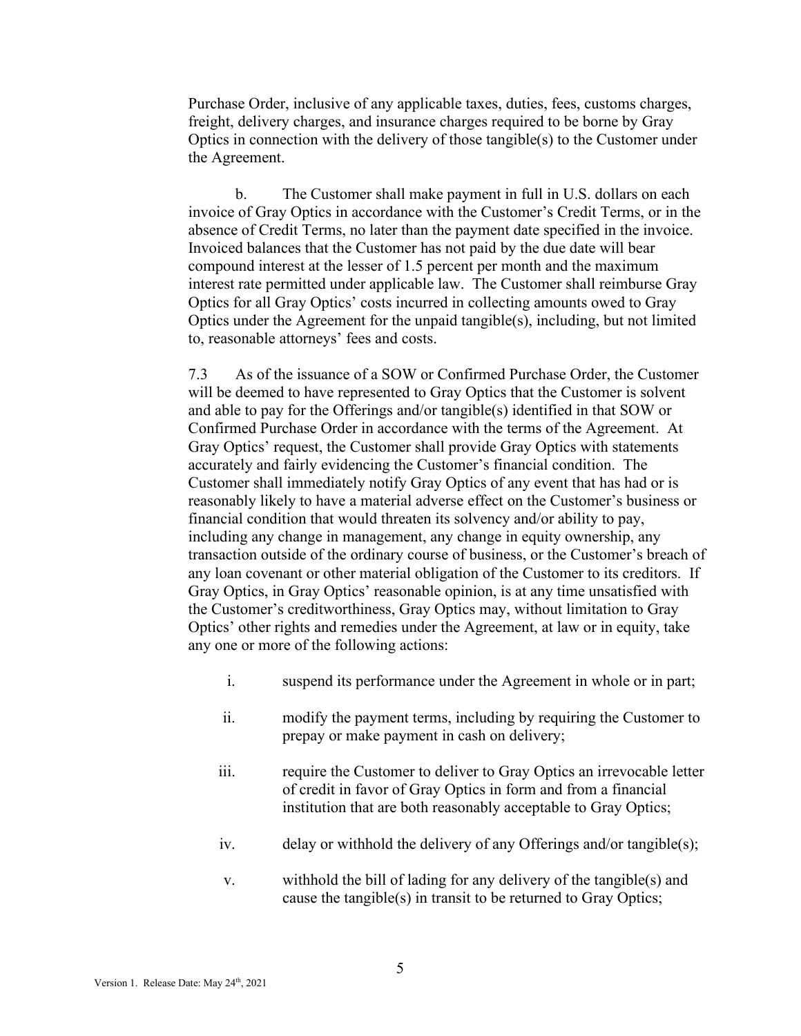Purchase Order, inclusive of any applicable taxes, duties, fees, customs charges, freight, delivery charges, and insurance charges required to be borne by Gray Optics in connection with the delivery of those tangible(s) to the Customer under the Agreement.

b. The Customer shall make payment in full in U.S. dollars on each invoice of Gray Optics in accordance with the Customer's Credit Terms, or in the absence of Credit Terms, no later than the payment date specified in the invoice. Invoiced balances that the Customer has not paid by the due date will bear compound interest at the lesser of 1.5 percent per month and the maximum interest rate permitted under applicable law. The Customer shall reimburse Gray Optics for all Gray Optics' costs incurred in collecting amounts owed to Gray Optics under the Agreement for the unpaid tangible(s), including, but not limited to, reasonable attorneys' fees and costs.

7.3 As of the issuance of a SOW or Confirmed Purchase Order, the Customer will be deemed to have represented to Gray Optics that the Customer is solvent and able to pay for the Offerings and/or tangible(s) identified in that SOW or Confirmed Purchase Order in accordance with the terms of the Agreement. At Gray Optics' request, the Customer shall provide Gray Optics with statements accurately and fairly evidencing the Customer's financial condition. The Customer shall immediately notify Gray Optics of any event that has had or is reasonably likely to have a material adverse effect on the Customer's business or financial condition that would threaten its solvency and/or ability to pay, including any change in management, any change in equity ownership, any transaction outside of the ordinary course of business, or the Customer's breach of any loan covenant or other material obligation of the Customer to its creditors. If Gray Optics, in Gray Optics' reasonable opinion, is at any time unsatisfied with the Customer's creditworthiness, Gray Optics may, without limitation to Gray Optics' other rights and remedies under the Agreement, at law or in equity, take any one or more of the following actions:

i. suspend its performance under the Agreement in whole or in part;

ii. modify the payment terms, including by requiring the Customer to prepay or make payment in cash on delivery;

iii. require the Customer to deliver to Gray Optics an irrevocable letter of credit in favor of Gray Optics in form and from a financial institution that are both reasonably acceptable to Gray Optics;

iv. delay or withhold the delivery of any Offerings and/or tangible(s);

v. withhold the bill of lading for any delivery of the tangible(s) and cause the tangible(s) in transit to be returned to Gray Optics;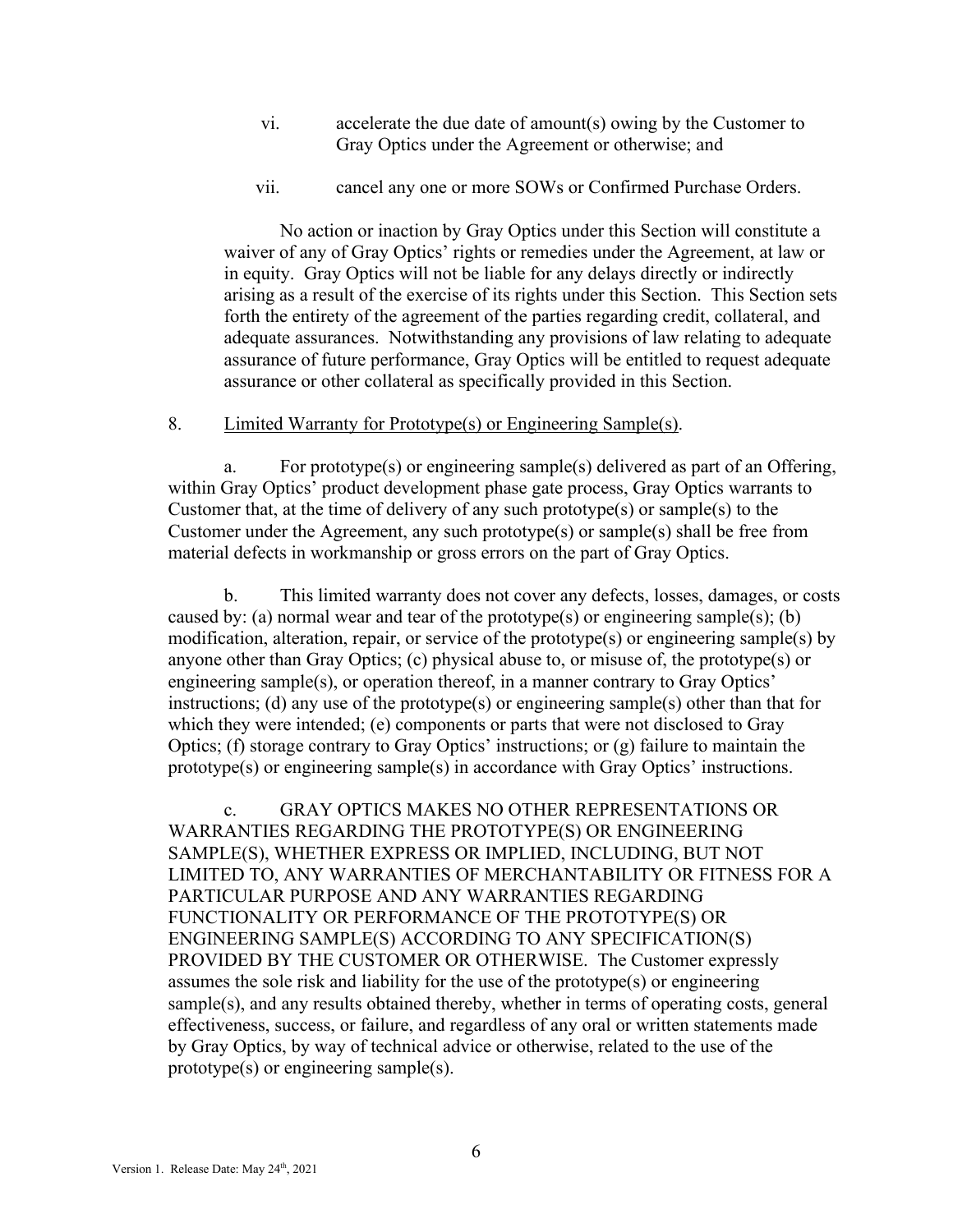vi. accelerate the due date of amount(s) owing by the Customer to Gray Optics under the Agreement or otherwise; and

vii. cancel any one or more SOWs or Confirmed Purchase Orders.

No action or inaction by Gray Optics under this Section will constitute a waiver of any of Gray Optics' rights or remedies under the Agreement, at law or in equity. Gray Optics will not be liable for any delays directly or indirectly arising as a result of the exercise of its rights under this Section. This Section sets forth the entirety of the agreement of the parties regarding credit, collateral, and adequate assurances. Notwithstanding any provisions of law relating to adequate assurance of future performance, Gray Optics will be entitled to request adequate assurance or other collateral as specifically provided in this Section.

8. Limited Warranty for Prototype(s) or Engineering Sample(s).

a. For prototype(s) or engineering sample(s) delivered as part of an Offering, within Gray Optics' product development phase gate process, Gray Optics warrants to Customer that, at the time of delivery of any such prototype(s) or sample(s) to the Customer under the Agreement, any such prototype(s) or sample(s) shall be free from material defects in workmanship or gross errors on the part of Gray Optics.

b. This limited warranty does not cover any defects, losses, damages, or costs caused by: (a) normal wear and tear of the prototype(s) or engineering sample(s); (b) modification, alteration, repair, or service of the prototype(s) or engineering sample(s) by anyone other than Gray Optics; (c) physical abuse to, or misuse of, the prototype(s) or engineering sample(s), or operation thereof, in a manner contrary to Gray Optics' instructions; (d) any use of the prototype(s) or engineering sample(s) other than that for which they were intended; (e) components or parts that were not disclosed to Gray Optics; (f) storage contrary to Gray Optics' instructions; or (g) failure to maintain the prototype(s) or engineering sample(s) in accordance with Gray Optics' instructions.

c. GRAY OPTICS MAKES NO OTHER REPRESENTATIONS OR WARRANTIES REGARDING THE PROTOTYPE(S) OR ENGINEERING SAMPLE(S), WHETHER EXPRESS OR IMPLIED, INCLUDING, BUT NOT LIMITED TO, ANY WARRANTIES OF MERCHANTABILITY OR FITNESS FOR A PARTICULAR PURPOSE AND ANY WARRANTIES REGARDING FUNCTIONALITY OR PERFORMANCE OF THE PROTOTYPE(S) OR ENGINEERING SAMPLE(S) ACCORDING TO ANY SPECIFICATION(S) PROVIDED BY THE CUSTOMER OR OTHERWISE. The Customer expressly assumes the sole risk and liability for the use of the prototype(s) or engineering sample(s), and any results obtained thereby, whether in terms of operating costs, general effectiveness, success, or failure, and regardless of any oral or written statements made by Gray Optics, by way of technical advice or otherwise, related to the use of the prototype(s) or engineering sample(s).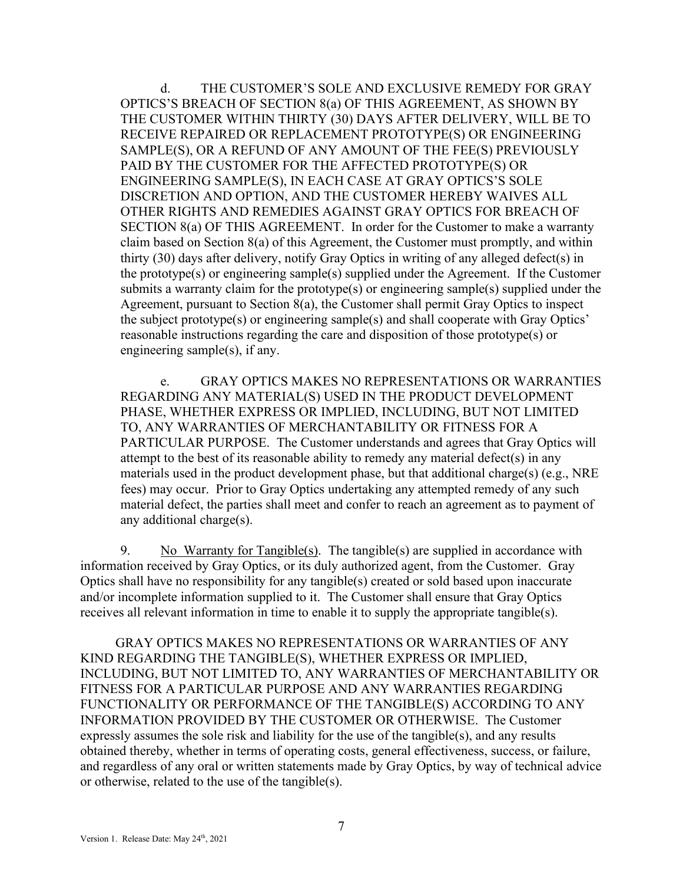d. THE CUSTOMER'S SOLE AND EXCLUSIVE REMEDY FOR GRAY OPTICS'S BREACH OF SECTION 8(a) OF THIS AGREEMENT, AS SHOWN BY THE CUSTOMER WITHIN THIRTY (30) DAYS AFTER DELIVERY, WILL BE TO RECEIVE REPAIRED OR REPLACEMENT PROTOTYPE(S) OR ENGINEERING SAMPLE(S), OR A REFUND OF ANY AMOUNT OF THE FEE(S) PREVIOUSLY PAID BY THE CUSTOMER FOR THE AFFECTED PROTOTYPE(S) OR ENGINEERING SAMPLE(S), IN EACH CASE AT GRAY OPTICS'S SOLE DISCRETION AND OPTION, AND THE CUSTOMER HEREBY WAIVES ALL OTHER RIGHTS AND REMEDIES AGAINST GRAY OPTICS FOR BREACH OF SECTION 8(a) OF THIS AGREEMENT. In order for the Customer to make a warranty claim based on Section 8(a) of this Agreement, the Customer must promptly, and within thirty (30) days after delivery, notify Gray Optics in writing of any alleged defect(s) in the prototype(s) or engineering sample(s) supplied under the Agreement. If the Customer submits a warranty claim for the prototype(s) or engineering sample(s) supplied under the Agreement, pursuant to Section 8(a), the Customer shall permit Gray Optics to inspect the subject prototype(s) or engineering sample(s) and shall cooperate with Gray Optics' reasonable instructions regarding the care and disposition of those prototype(s) or engineering sample(s), if any.

e. GRAY OPTICS MAKES NO REPRESENTATIONS OR WARRANTIES REGARDING ANY MATERIAL(S) USED IN THE PRODUCT DEVELOPMENT PHASE, WHETHER EXPRESS OR IMPLIED, INCLUDING, BUT NOT LIMITED TO, ANY WARRANTIES OF MERCHANTABILITY OR FITNESS FOR A PARTICULAR PURPOSE. The Customer understands and agrees that Gray Optics will attempt to the best of its reasonable ability to remedy any material defect(s) in any materials used in the product development phase, but that additional charge(s) (e.g., NRE fees) may occur. Prior to Gray Optics undertaking any attempted remedy of any such material defect, the parties shall meet and confer to reach an agreement as to payment of any additional charge(s).

9. No Warranty for Tangible(s). The tangible(s) are supplied in accordance with information received by Gray Optics, or its duly authorized agent, from the Customer. Gray Optics shall have no responsibility for any tangible(s) created or sold based upon inaccurate and/or incomplete information supplied to it. The Customer shall ensure that Gray Optics receives all relevant information in time to enable it to supply the appropriate tangible(s).

GRAY OPTICS MAKES NO REPRESENTATIONS OR WARRANTIES OF ANY KIND REGARDING THE TANGIBLE(S), WHETHER EXPRESS OR IMPLIED, INCLUDING, BUT NOT LIMITED TO, ANY WARRANTIES OF MERCHANTABILITY OR FITNESS FOR A PARTICULAR PURPOSE AND ANY WARRANTIES REGARDING FUNCTIONALITY OR PERFORMANCE OF THE TANGIBLE(S) ACCORDING TO ANY INFORMATION PROVIDED BY THE CUSTOMER OR OTHERWISE. The Customer expressly assumes the sole risk and liability for the use of the tangible(s), and any results obtained thereby, whether in terms of operating costs, general effectiveness, success, or failure, and regardless of any oral or written statements made by Gray Optics, by way of technical advice or otherwise, related to the use of the tangible(s).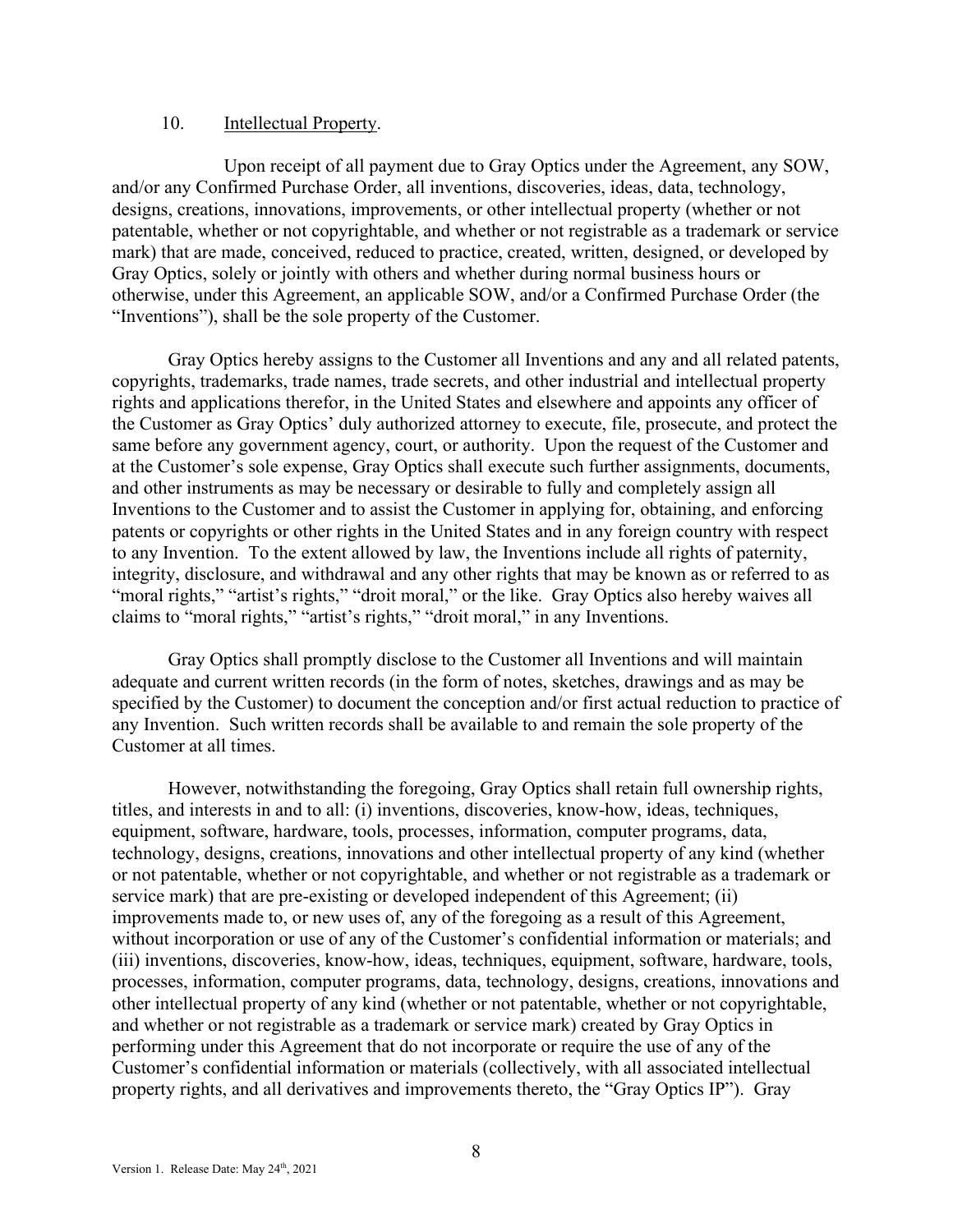10. Intellectual Property.

Upon receipt of all payment due to Gray Optics under the Agreement, any SOW, and/or any Confirmed Purchase Order, all inventions, discoveries, ideas, data, technology, designs, creations, innovations, improvements, or other intellectual property (whether or not patentable, whether or not copyrightable, and whether or not registrable as a trademark or service mark) that are made, conceived, reduced to practice, created, written, designed, or developed by Gray Optics, solely or jointly with others and whether during normal business hours or otherwise, under this Agreement, an applicable SOW, and/or a Confirmed Purchase Order (the "Inventions"), shall be the sole property of the Customer.

Gray Optics hereby assigns to the Customer all Inventions and any and all related patents, copyrights, trademarks, trade names, trade secrets, and other industrial and intellectual property rights and applications therefor, in the United States and elsewhere and appoints any officer of the Customer as Gray Optics' duly authorized attorney to execute, file, prosecute, and protect the same before any government agency, court, or authority. Upon the request of the Customer and at the Customer's sole expense, Gray Optics shall execute such further assignments, documents, and other instruments as may be necessary or desirable to fully and completely assign all Inventions to the Customer and to assist the Customer in applying for, obtaining, and enforcing patents or copyrights or other rights in the United States and in any foreign country with respect to any Invention. To the extent allowed by law, the Inventions include all rights of paternity, integrity, disclosure, and withdrawal and any other rights that may be known as or referred to as "moral rights," "artist's rights," "droit moral," or the like. Gray Optics also hereby waives all claims to "moral rights," "artist's rights," "droit moral," in any Inventions.

Gray Optics shall promptly disclose to the Customer all Inventions and will maintain adequate and current written records (in the form of notes, sketches, drawings and as may be specified by the Customer) to document the conception and/or first actual reduction to practice of any Invention. Such written records shall be available to and remain the sole property of the Customer at all times.

However, notwithstanding the foregoing, Gray Optics shall retain full ownership rights, titles, and interests in and to all: (i) inventions, discoveries, know-how, ideas, techniques, equipment, software, hardware, tools, processes, information, computer programs, data, technology, designs, creations, innovations and other intellectual property of any kind (whether or not patentable, whether or not copyrightable, and whether or not registrable as a trademark or service mark) that are pre-existing or developed independent of this Agreement; (ii) improvements made to, or new uses of, any of the foregoing as a result of this Agreement, without incorporation or use of any of the Customer's confidential information or materials; and (iii) inventions, discoveries, know-how, ideas, techniques, equipment, software, hardware, tools, processes, information, computer programs, data, technology, designs, creations, innovations and other intellectual property of any kind (whether or not patentable, whether or not copyrightable, and whether or not registrable as a trademark or service mark) created by Gray Optics in performing under this Agreement that do not incorporate or require the use of any of the Customer's confidential information or materials (collectively, with all associated intellectual property rights, and all derivatives and improvements thereto, the "Gray Optics IP"). Gray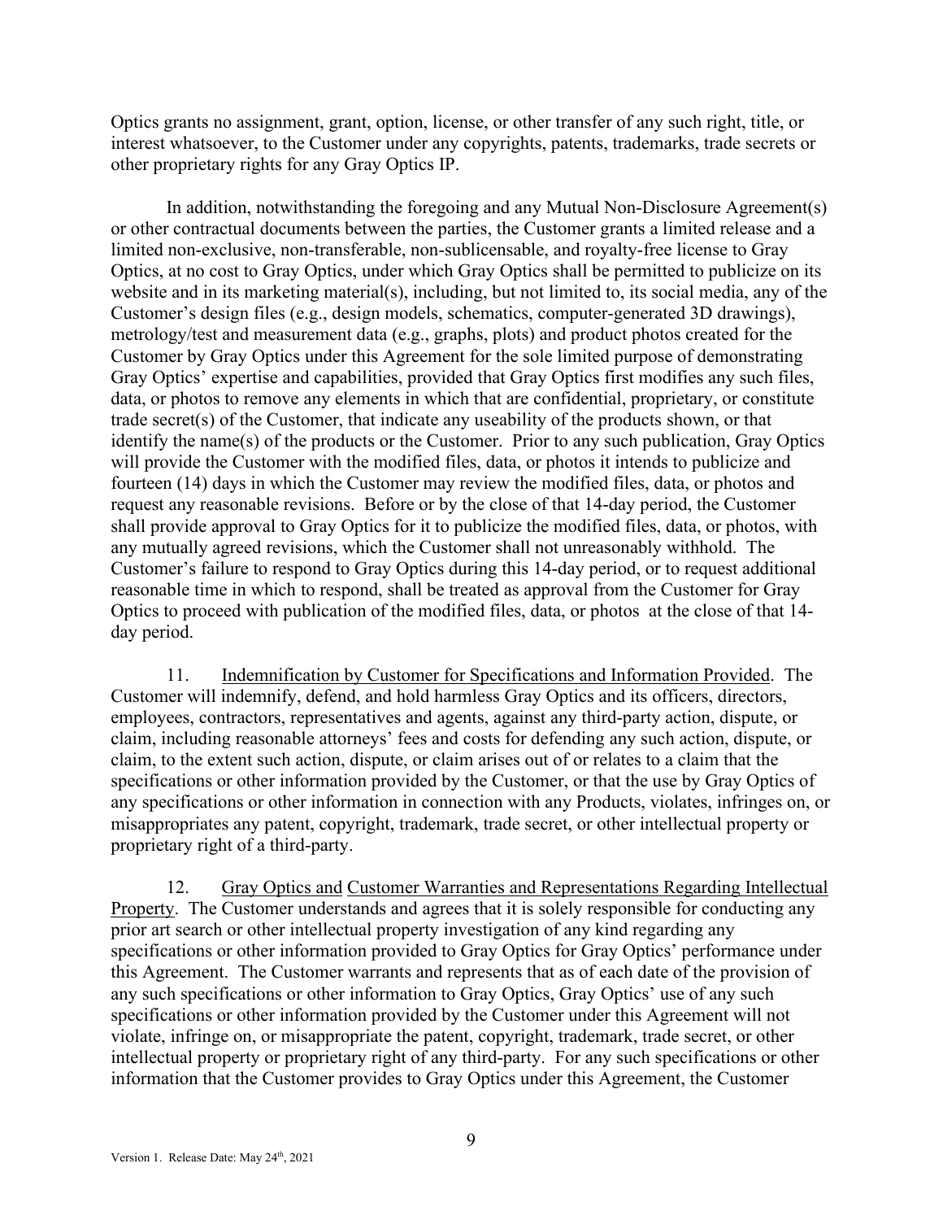Optics grants no assignment, grant, option, license, or other transfer of any such right, title, or interest whatsoever, to the Customer under any copyrights, patents, trademarks, trade secrets or other proprietary rights for any Gray Optics IP.

In addition, notwithstanding the foregoing and any Mutual Non-Disclosure Agreement(s) or other contractual documents between the parties, the Customer grants a limited release and a limited non-exclusive, non-transferable, non-sublicensable, and royalty-free license to Gray Optics, at no cost to Gray Optics, under which Gray Optics shall be permitted to publicize on its website and in its marketing material(s), including, but not limited to, its social media, any of the Customer's design files (e.g., design models, schematics, computer-generated 3D drawings), metrology/test and measurement data (e.g., graphs, plots) and product photos created for the Customer by Gray Optics under this Agreement for the sole limited purpose of demonstrating Gray Optics' expertise and capabilities, provided that Gray Optics first modifies any such files, data, or photos to remove any elements in which that are confidential, proprietary, or constitute trade secret(s) of the Customer, that indicate any useability of the products shown, or that identify the name(s) of the products or the Customer. Prior to any such publication, Gray Optics will provide the Customer with the modified files, data, or photos it intends to publicize and fourteen (14) days in which the Customer may review the modified files, data, or photos and request any reasonable revisions. Before or by the close of that 14-day period, the Customer shall provide approval to Gray Optics for it to publicize the modified files, data, or photos, with any mutually agreed revisions, which the Customer shall not unreasonably withhold. The Customer's failure to respond to Gray Optics during this 14-day period, or to request additional reasonable time in which to respond, shall be treated as approval from the Customer for Gray Optics to proceed with publication of the modified files, data, or photos at the close of that 14-day period.

11. Indemnification by Customer for Specifications and Information Provided. The Customer will indemnify, defend, and hold harmless Gray Optics and its officers, directors, employees, contractors, representatives and agents, against any third-party action, dispute, or claim, including reasonable attorneys' fees and costs for defending any such action, dispute, or claim, to the extent such action, dispute, or claim arises out of or relates to a claim that the specifications or other information provided by the Customer, or that the use by Gray Optics of any specifications or other information in connection with any Products, violates, infringes on, or misappropriates any patent, copyright, trademark, trade secret, or other intellectual property or proprietary right of a third-party.

12. Gray Optics and Customer Warranties and Representations Regarding Intellectual Property. The Customer understands and agrees that it is solely responsible for conducting any prior art search or other intellectual property investigation of any kind regarding any specifications or other information provided to Gray Optics for Gray Optics' performance under this Agreement. The Customer warrants and represents that as of each date of the provision of any such specifications or other information to Gray Optics, Gray Optics' use of any such specifications or other information provided by the Customer under this Agreement will not violate, infringe on, or misappropriate the patent, copyright, trademark, trade secret, or other intellectual property or proprietary right of any third-party. For any such specifications or other information that the Customer provides to Gray Optics under this Agreement, the Customer

Version 1. Release Date: May 24th, 2021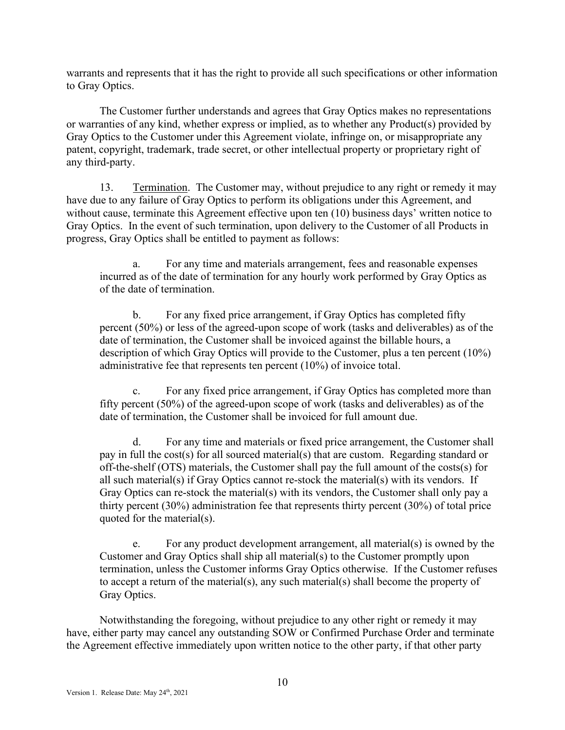warrants and represents that it has the right to provide all such specifications or other information to Gray Optics.

The Customer further understands and agrees that Gray Optics makes no representations or warranties of any kind, whether express or implied, as to whether any Product(s) provided by Gray Optics to the Customer under this Agreement violate, infringe on, or misappropriate any patent, copyright, trademark, trade secret, or other intellectual property or proprietary right of any third-party.

13. Termination. The Customer may, without prejudice to any right or remedy it may have due to any failure of Gray Optics to perform its obligations under this Agreement, and without cause, terminate this Agreement effective upon ten (10) business days' written notice to Gray Optics. In the event of such termination, upon delivery to the Customer of all Products in progress, Gray Optics shall be entitled to payment as follows:

a. For any time and materials arrangement, fees and reasonable expenses incurred as of the date of termination for any hourly work performed by Gray Optics as of the date of termination.

b. For any fixed price arrangement, if Gray Optics has completed fifty percent (50%) or less of the agreed-upon scope of work (tasks and deliverables) as of the date of termination, the Customer shall be invoiced against the billable hours, a description of which Gray Optics will provide to the Customer, plus a ten percent (10%) administrative fee that represents ten percent (10%) of invoice total.

c. For any fixed price arrangement, if Gray Optics has completed more than fifty percent (50%) of the agreed-upon scope of work (tasks and deliverables) as of the date of termination, the Customer shall be invoiced for full amount due.

d. For any time and materials or fixed price arrangement, the Customer shall pay in full the cost(s) for all sourced material(s) that are custom. Regarding standard or off-the-shelf (OTS) materials, the Customer shall pay the full amount of the costs(s) for all such material(s) if Gray Optics cannot re-stock the material(s) with its vendors. If Gray Optics can re-stock the material(s) with its vendors, the Customer shall only pay a thirty percent (30%) administration fee that represents thirty percent (30%) of total price quoted for the material(s).

e. For any product development arrangement, all material(s) is owned by the Customer and Gray Optics shall ship all material(s) to the Customer promptly upon termination, unless the Customer informs Gray Optics otherwise. If the Customer refuses to accept a return of the material(s), any such material(s) shall become the property of Gray Optics.

Notwithstanding the foregoing, without prejudice to any other right or remedy it may have, either party may cancel any outstanding SOW or Confirmed Purchase Order and terminate the Agreement effective immediately upon written notice to the other party, if that other party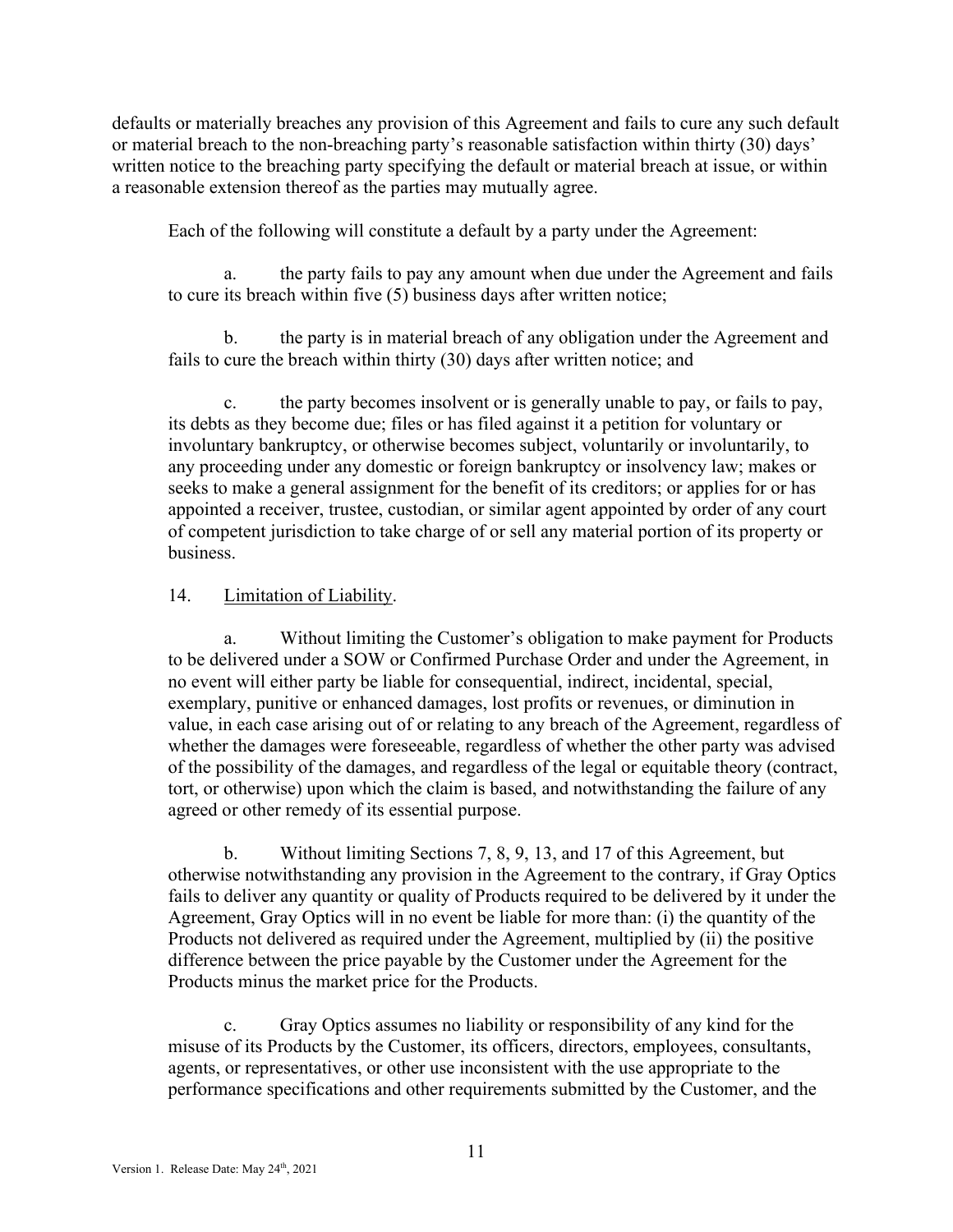defaults or materially breaches any provision of this Agreement and fails to cure any such default or material breach to the non-breaching party's reasonable satisfaction within thirty (30) days' written notice to the breaching party specifying the default or material breach at issue, or within a reasonable extension thereof as the parties may mutually agree.

Each of the following will constitute a default by a party under the Agreement:

a. the party fails to pay any amount when due under the Agreement and fails to cure its breach within five (5) business days after written notice;

b. the party is in material breach of any obligation under the Agreement and fails to cure the breach within thirty (30) days after written notice; and

c. the party becomes insolvent or is generally unable to pay, or fails to pay, its debts as they become due; files or has filed against it a petition for voluntary or involuntary bankruptcy, or otherwise becomes subject, voluntarily or involuntarily, to any proceeding under any domestic or foreign bankruptcy or insolvency law; makes or seeks to make a general assignment for the benefit of its creditors; or applies for or has appointed a receiver, trustee, custodian, or similar agent appointed by order of any court of competent jurisdiction to take charge of or sell any material portion of its property or business.

14. Limitation of Liability.

a. Without limiting the Customer's obligation to make payment for Products to be delivered under a SOW or Confirmed Purchase Order and under the Agreement, in no event will either party be liable for consequential, indirect, incidental, special, exemplary, punitive or enhanced damages, lost profits or revenues, or diminution in value, in each case arising out of or relating to any breach of the Agreement, regardless of whether the damages were foreseeable, regardless of whether the other party was advised of the possibility of the damages, and regardless of the legal or equitable theory (contract, tort, or otherwise) upon which the claim is based, and notwithstanding the failure of any agreed or other remedy of its essential purpose.

b. Without limiting Sections 7, 8, 9, 13, and 17 of this Agreement, but otherwise notwithstanding any provision in the Agreement to the contrary, if Gray Optics fails to deliver any quantity or quality of Products required to be delivered by it under the Agreement, Gray Optics will in no event be liable for more than: (i) the quantity of the Products not delivered as required under the Agreement, multiplied by (ii) the positive difference between the price payable by the Customer under the Agreement for the Products minus the market price for the Products.

c. Gray Optics assumes no liability or responsibility of any kind for the misuse of its Products by the Customer, its officers, directors, employees, consultants, agents, or representatives, or other use inconsistent with the use appropriate to the performance specifications and other requirements submitted by the Customer, and the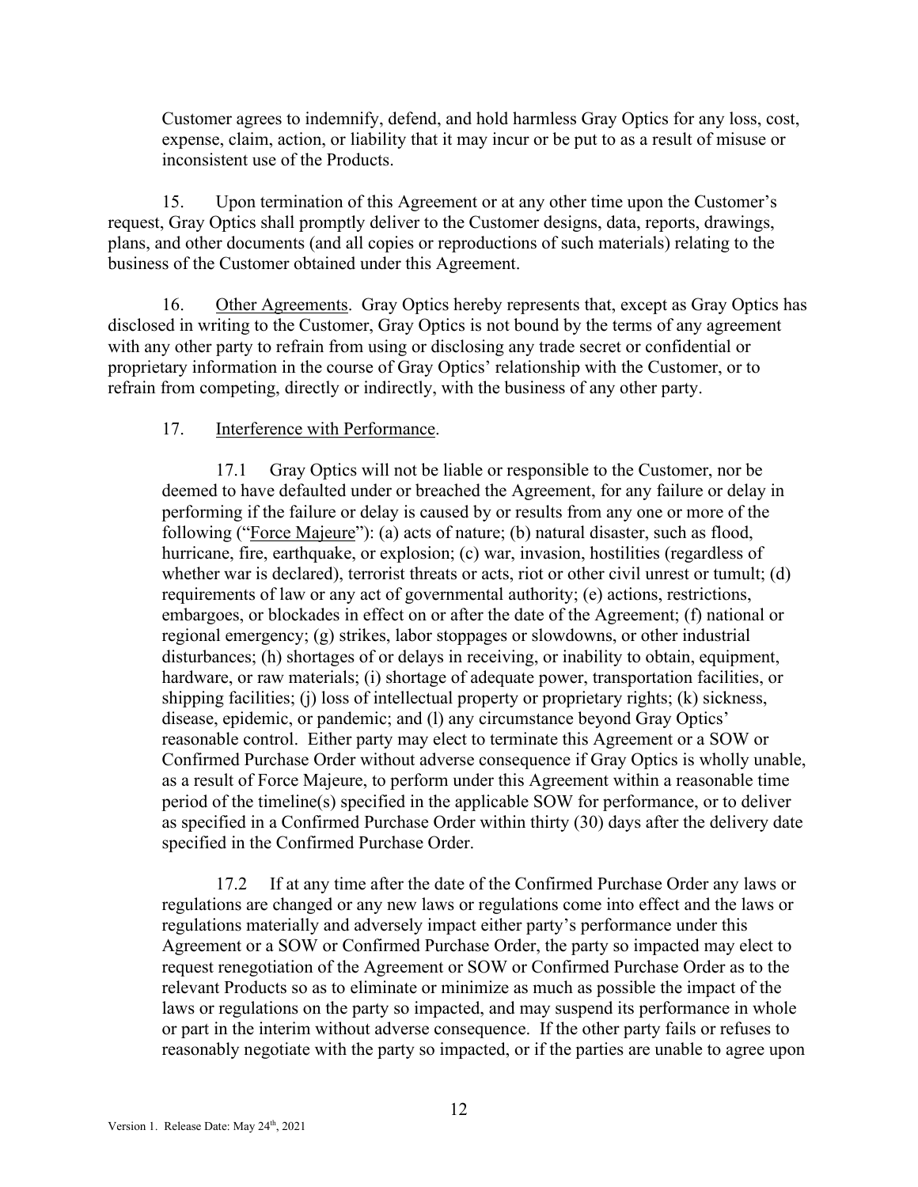Customer agrees to indemnify, defend, and hold harmless Gray Optics for any loss, cost, expense, claim, action, or liability that it may incur or be put to as a result of misuse or inconsistent use of the Products.

15. Upon termination of this Agreement or at any other time upon the Customer's request, Gray Optics shall promptly deliver to the Customer designs, data, reports, drawings, plans, and other documents (and all copies or reproductions of such materials) relating to the business of the Customer obtained under this Agreement.

16. Other Agreements. Gray Optics hereby represents that, except as Gray Optics has disclosed in writing to the Customer, Gray Optics is not bound by the terms of any agreement with any other party to refrain from using or disclosing any trade secret or confidential or proprietary information in the course of Gray Optics' relationship with the Customer, or to refrain from competing, directly or indirectly, with the business of any other party.

17. Interference with Performance.

17.1 Gray Optics will not be liable or responsible to the Customer, nor be deemed to have defaulted under or breached the Agreement, for any failure or delay in performing if the failure or delay is caused by or results from any one or more of the following ("Force Majeure"): (a) acts of nature; (b) natural disaster, such as flood, hurricane, fire, earthquake, or explosion; (c) war, invasion, hostilities (regardless of whether war is declared), terrorist threats or acts, riot or other civil unrest or tumult; (d) requirements of law or any act of governmental authority; (e) actions, restrictions, embargoes, or blockades in effect on or after the date of the Agreement; (f) national or regional emergency; (g) strikes, labor stoppages or slowdowns, or other industrial disturbances; (h) shortages of or delays in receiving, or inability to obtain, equipment, hardware, or raw materials; (i) shortage of adequate power, transportation facilities, or shipping facilities; (j) loss of intellectual property or proprietary rights; (k) sickness, disease, epidemic, or pandemic; and (l) any circumstance beyond Gray Optics' reasonable control. Either party may elect to terminate this Agreement or a SOW or Confirmed Purchase Order without adverse consequence if Gray Optics is wholly unable, as a result of Force Majeure, to perform under this Agreement within a reasonable time period of the timeline(s) specified in the applicable SOW for performance, or to deliver as specified in a Confirmed Purchase Order within thirty (30) days after the delivery date specified in the Confirmed Purchase Order.

17.2 If at any time after the date of the Confirmed Purchase Order any laws or regulations are changed or any new laws or regulations come into effect and the laws or regulations materially and adversely impact either party's performance under this Agreement or a SOW or Confirmed Purchase Order, the party so impacted may elect to request renegotiation of the Agreement or SOW or Confirmed Purchase Order as to the relevant Products so as to eliminate or minimize as much as possible the impact of the laws or regulations on the party so impacted, and may suspend its performance in whole or part in the interim without adverse consequence. If the other party fails or refuses to reasonably negotiate with the party so impacted, or if the parties are unable to agree upon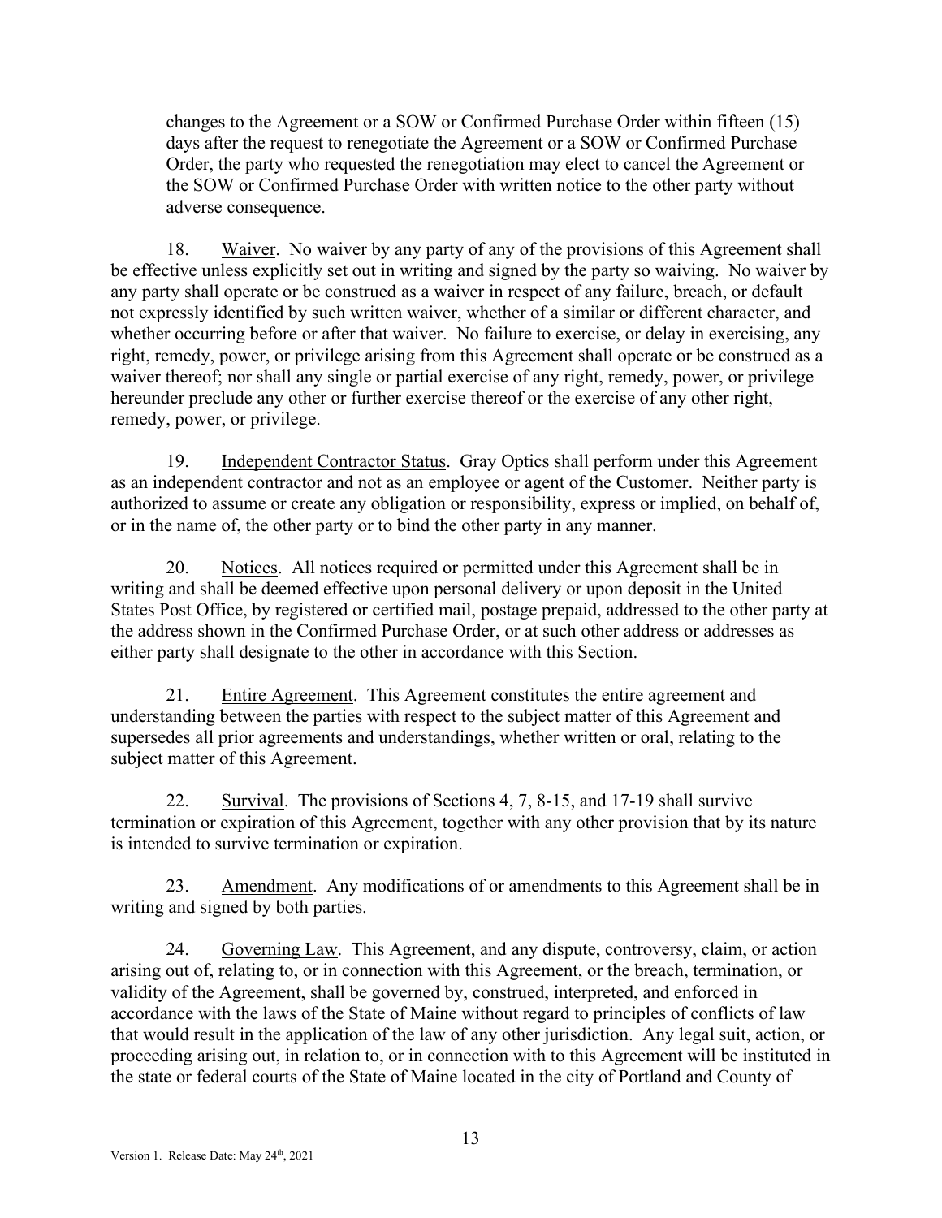changes to the Agreement or a SOW or Confirmed Purchase Order within fifteen (15) days after the request to renegotiate the Agreement or a SOW or Confirmed Purchase Order, the party who requested the renegotiation may elect to cancel the Agreement or the SOW or Confirmed Purchase Order with written notice to the other party without adverse consequence.

18. Waiver. No waiver by any party of any of the provisions of this Agreement shall be effective unless explicitly set out in writing and signed by the party so waiving. No waiver by any party shall operate or be construed as a waiver in respect of any failure, breach, or default not expressly identified by such written waiver, whether of a similar or different character, and whether occurring before or after that waiver. No failure to exercise, or delay in exercising, any right, remedy, power, or privilege arising from this Agreement shall operate or be construed as a waiver thereof; nor shall any single or partial exercise of any right, remedy, power, or privilege hereunder preclude any other or further exercise thereof or the exercise of any other right, remedy, power, or privilege.

19. Independent Contractor Status. Gray Optics shall perform under this Agreement as an independent contractor and not as an employee or agent of the Customer. Neither party is authorized to assume or create any obligation or responsibility, express or implied, on behalf of, or in the name of, the other party or to bind the other party in any manner.

20. Notices. All notices required or permitted under this Agreement shall be in writing and shall be deemed effective upon personal delivery or upon deposit in the United States Post Office, by registered or certified mail, postage prepaid, addressed to the other party at the address shown in the Confirmed Purchase Order, or at such other address or addresses as either party shall designate to the other in accordance with this Section.

21. Entire Agreement. This Agreement constitutes the entire agreement and understanding between the parties with respect to the subject matter of this Agreement and supersedes all prior agreements and understandings, whether written or oral, relating to the subject matter of this Agreement.

22. Survival. The provisions of Sections 4, 7, 8-15, and 17-19 shall survive termination or expiration of this Agreement, together with any other provision that by its nature is intended to survive termination or expiration.

23. Amendment. Any modifications of or amendments to this Agreement shall be in writing and signed by both parties.

24. Governing Law. This Agreement, and any dispute, controversy, claim, or action arising out of, relating to, or in connection with this Agreement, or the breach, termination, or validity of the Agreement, shall be governed by, construed, interpreted, and enforced in accordance with the laws of the State of Maine without regard to principles of conflicts of law that would result in the application of the law of any other jurisdiction. Any legal suit, action, or proceeding arising out, in relation to, or in connection with to this Agreement will be instituted in the state or federal courts of the State of Maine located in the city of Portland and County of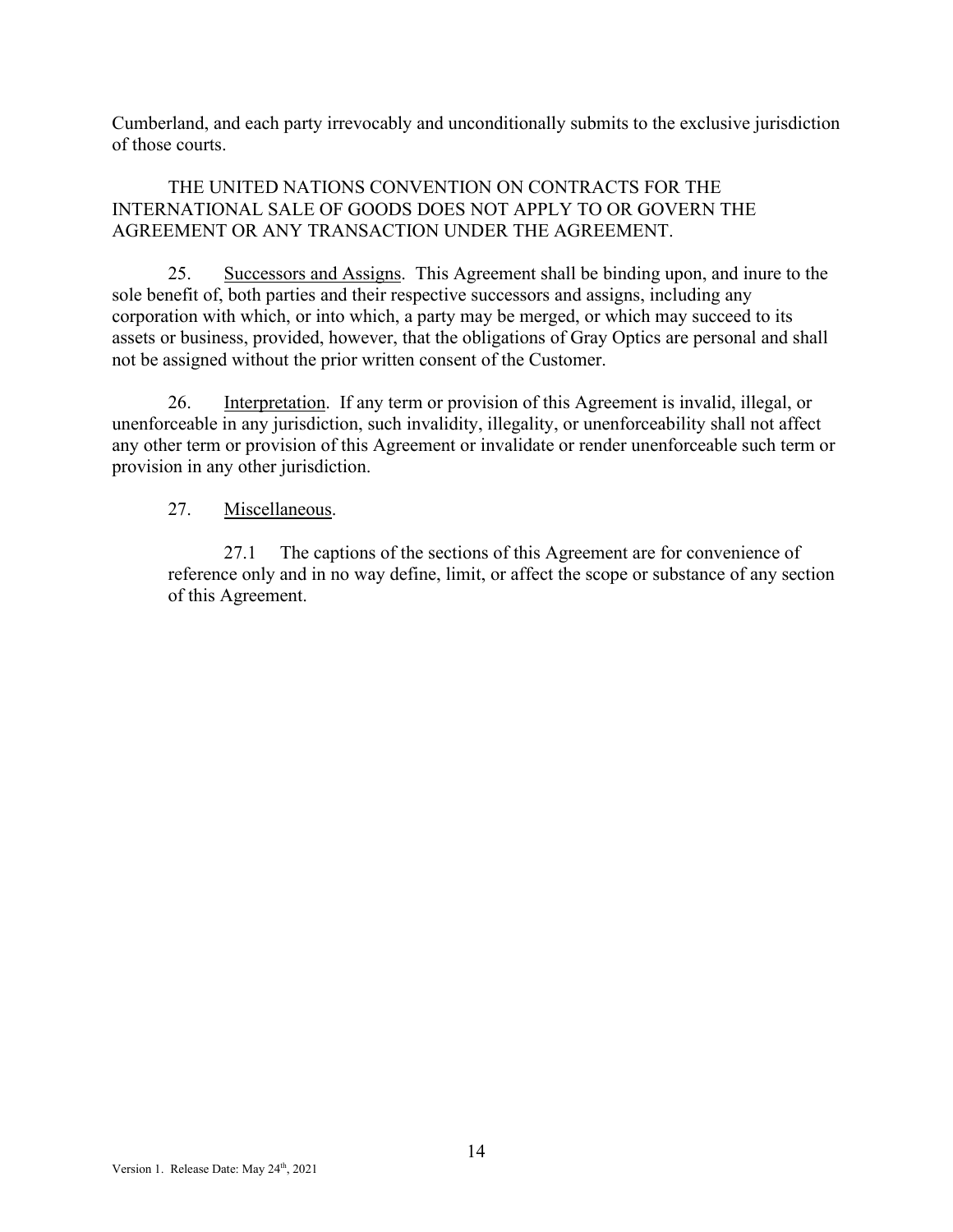Cumberland, and each party irrevocably and unconditionally submits to the exclusive jurisdiction of those courts.

THE UNITED NATIONS CONVENTION ON CONTRACTS FOR THE INTERNATIONAL SALE OF GOODS DOES NOT APPLY TO OR GOVERN THE AGREEMENT OR ANY TRANSACTION UNDER THE AGREEMENT.

25. Successors and Assigns. This Agreement shall be binding upon, and inure to the sole benefit of, both parties and their respective successors and assigns, including any corporation with which, or into which, a party may be merged, or which may succeed to its assets or business, provided, however, that the obligations of Gray Optics are personal and shall not be assigned without the prior written consent of the Customer.

26. Interpretation. If any term or provision of this Agreement is invalid, illegal, or unenforceable in any jurisdiction, such invalidity, illegality, or unenforceability shall not affect any other term or provision of this Agreement or invalidate or render unenforceable such term or provision in any other jurisdiction.

27. Miscellaneous.

27.1 The captions of the sections of this Agreement are for convenience of reference only and in no way define, limit, or affect the scope or substance of any section of this Agreement.